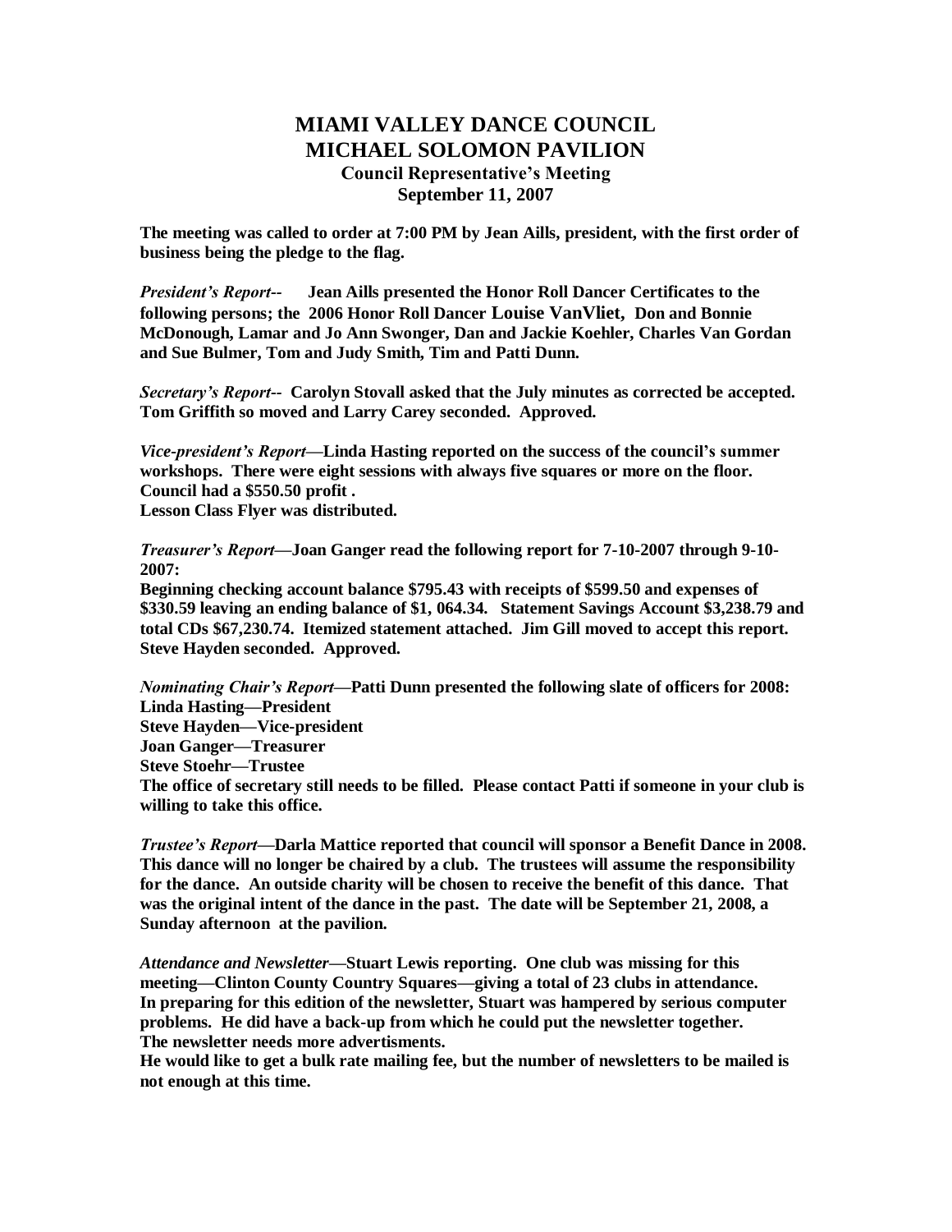# MIAMI VALLEY DANCE COUNCIL
# MICHAEL SOLOMON PAVILION
## Council Representative's Meeting
## September 11, 2007

**The meeting was called to order at 7:00 PM by Jean Aills, president, with the first order of business being the pledge to the flag.**

***President's Report--*** **Jean Aills presented the Honor Roll Dancer Certificates to the following persons; the 2006 Honor Roll Dancer Louise VanVliet, Don and Bonnie McDonough, Lamar and Jo Ann Swonger, Dan and Jackie Koehler, Charles Van Gordan and Sue Bulmer, Tom and Judy Smith, Tim and Patti Dunn.**

***Secretary's Report--*** **Carolyn Stovall asked that the July minutes as corrected be accepted. Tom Griffith so moved and Larry Carey seconded. Approved.**

***Vice-president's Report*****—Linda Hasting reported on the success of the council's summer workshops. There were eight sessions with always five squares or more on the floor. Council had a $550.50 profit .**
**Lesson Class Flyer was distributed.**

***Treasurer's Report*****—Joan Ganger read the following report for 7-10-2007 through 9-10-2007:**
**Beginning checking account balance $795.43 with receipts of $599.50 and expenses of $330.59 leaving an ending balance of $1, 064.34. Statement Savings Account $3,238.79 and total CDs $67,230.74. Itemized statement attached. Jim Gill moved to accept this report. Steve Hayden seconded. Approved.**

***Nominating Chair's Report*****—Patti Dunn presented the following slate of officers for 2008:**
**Linda Hasting—President**
**Steve Hayden—Vice-president**
**Joan Ganger—Treasurer**
**Steve Stoehr—Trustee**
**The office of secretary still needs to be filled. Please contact Patti if someone in your club is willing to take this office.**

***Trustee's Report*****—Darla Mattice reported that council will sponsor a Benefit Dance in 2008. This dance will no longer be chaired by a club. The trustees will assume the responsibility for the dance. An outside charity will be chosen to receive the benefit of this dance. That was the original intent of the dance in the past. The date will be September 21, 2008, a Sunday afternoon at the pavilion.**

***Attendance and Newsletter*****—Stuart Lewis reporting. One club was missing for this meeting—Clinton County Country Squares—giving a total of 23 clubs in attendance.**
**In preparing for this edition of the newsletter, Stuart was hampered by serious computer problems. He did have a back-up from which he could put the newsletter together.**
**The newsletter needs more advertisments.**
**He would like to get a bulk rate mailing fee, but the number of newsletters to be mailed is not enough at this time.**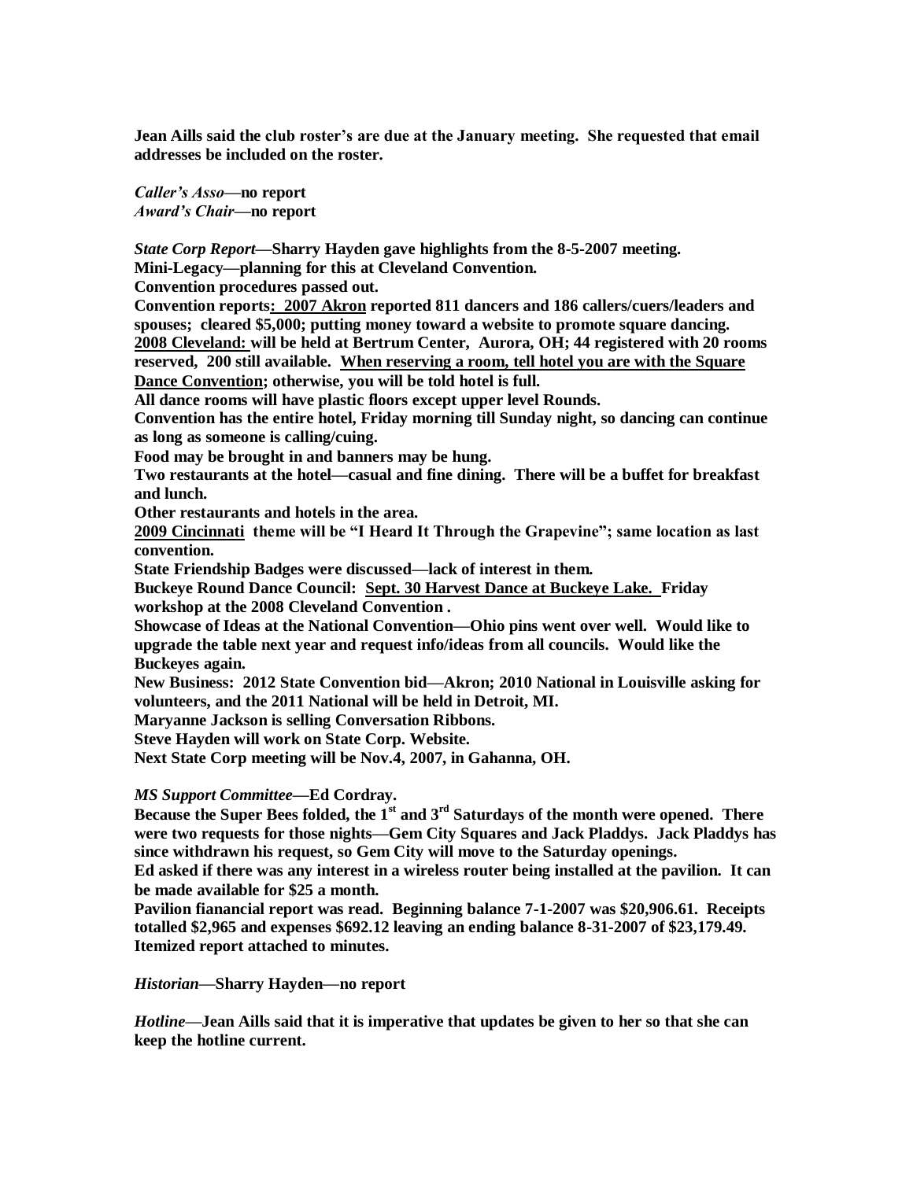**Jean Aills said the club roster's are due at the January meeting. She requested that email addresses be included on the roster.**

***Caller's Asso*—no report**
***Award's Chair*—no report**

***State Corp Report*—Sharry Hayden gave highlights from the 8-5-2007 meeting.**
**Mini-Legacy—planning for this at Cleveland Convention.**
**Convention procedures passed out.**
**Convention reports: 2007 Akron reported 811 dancers and 186 callers/cuers/leaders and spouses; cleared $5,000; putting money toward a website to promote square dancing.**
**2008 Cleveland: will be held at Bertrum Center, Aurora, OH; 44 registered with 20 rooms reserved, 200 still available. When reserving a room, tell hotel you are with the Square Dance Convention; otherwise, you will be told hotel is full.**
**All dance rooms will have plastic floors except upper level Rounds.**
**Convention has the entire hotel, Friday morning till Sunday night, so dancing can continue as long as someone is calling/cuing.**
**Food may be brought in and banners may be hung.**
**Two restaurants at the hotel—casual and fine dining. There will be a buffet for breakfast and lunch.**
**Other restaurants and hotels in the area.**
**2009 Cincinnati theme will be "I Heard It Through the Grapevine"; same location as last convention.**
**State Friendship Badges were discussed—lack of interest in them.**
**Buckeye Round Dance Council: Sept. 30 Harvest Dance at Buckeye Lake. Friday workshop at the 2008 Cleveland Convention .**
**Showcase of Ideas at the National Convention—Ohio pins went over well. Would like to upgrade the table next year and request info/ideas from all councils. Would like the Buckeyes again.**
**New Business: 2012 State Convention bid—Akron; 2010 National in Louisville asking for volunteers, and the 2011 National will be held in Detroit, MI.**
**Maryanne Jackson is selling Conversation Ribbons.**
**Steve Hayden will work on State Corp. Website.**
**Next State Corp meeting will be Nov.4, 2007, in Gahanna, OH.**

***MS Support Committee*—Ed Cordray.**
**Because the Super Bees folded, the 1st and 3rd Saturdays of the month were opened. There were two requests for those nights—Gem City Squares and Jack Pladdys. Jack Pladdys has since withdrawn his request, so Gem City will move to the Saturday openings.**
**Ed asked if there was any interest in a wireless router being installed at the pavilion. It can be made available for $25 a month.**
**Pavilion fianancial report was read. Beginning balance 7-1-2007 was $20,906.61. Receipts totalled $2,965 and expenses $692.12 leaving an ending balance 8-31-2007 of $23,179.49. Itemized report attached to minutes.**

***Historian*—Sharry Hayden—no report**

***Hotline*—Jean Aills said that it is imperative that updates be given to her so that she can keep the hotline current.**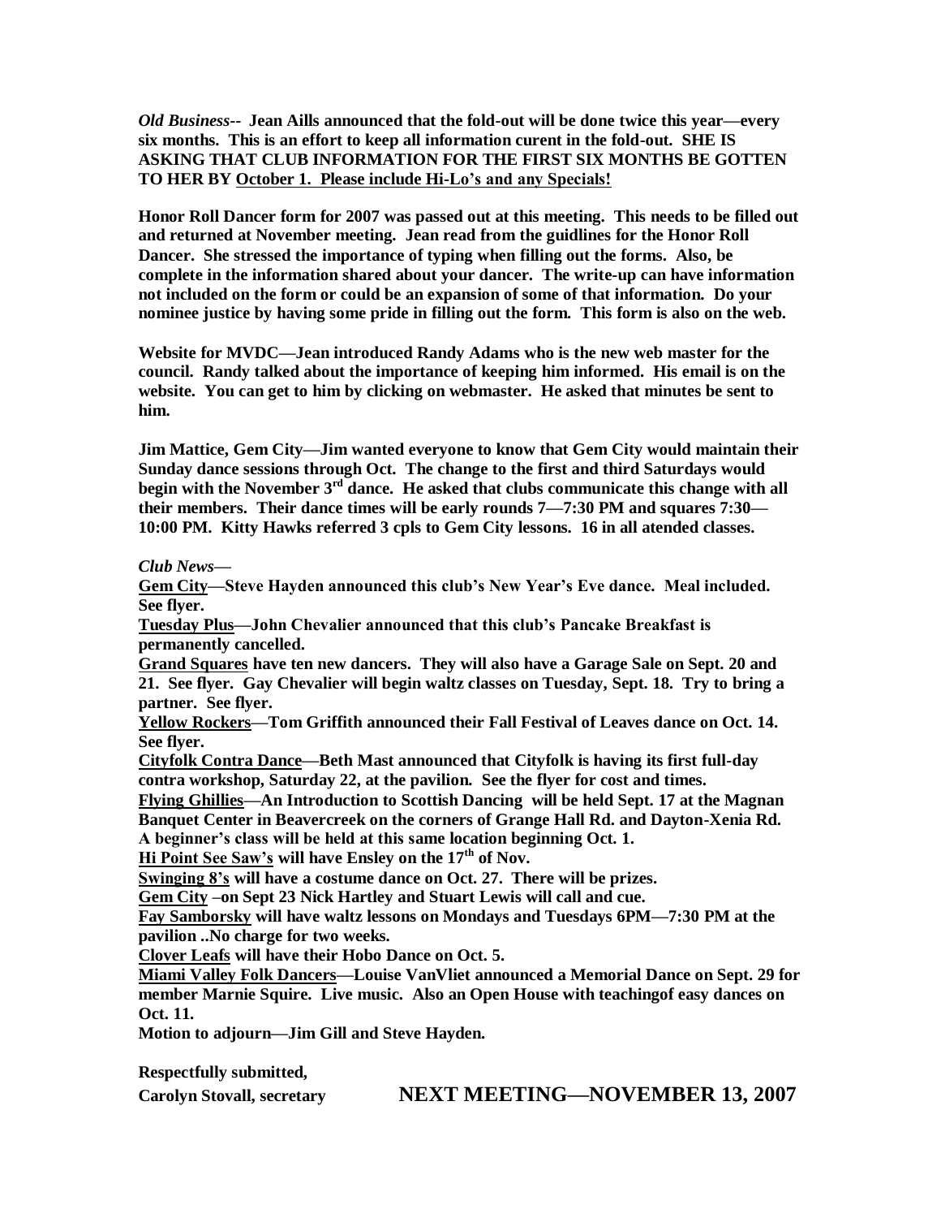***Old Business--*** **Jean Aills announced that the fold-out will be done twice this year—every six months. This is an effort to keep all information curent in the fold-out. SHE IS ASKING THAT CLUB INFORMATION FOR THE FIRST SIX MONTHS BE GOTTEN TO HER BY October 1. Please include Hi-Lo's and any Specials!**

**Honor Roll Dancer form for 2007 was passed out at this meeting. This needs to be filled out and returned at November meeting. Jean read from the guidlines for the Honor Roll Dancer. She stressed the importance of typing when filling out the forms. Also, be complete in the information shared about your dancer. The write-up can have information not included on the form or could be an expansion of some of that information. Do your nominee justice by having some pride in filling out the form. This form is also on the web.**

**Website for MVDC—Jean introduced Randy Adams who is the new web master for the council. Randy talked about the importance of keeping him informed. His email is on the website. You can get to him by clicking on webmaster. He asked that minutes be sent to him.**

**Jim Mattice, Gem City—Jim wanted everyone to know that Gem City would maintain their Sunday dance sessions through Oct. The change to the first and third Saturdays would begin with the November 3rd dance. He asked that clubs communicate this change with all their members. Their dance times will be early rounds 7—7:30 PM and squares 7:30—10:00 PM. Kitty Hawks referred 3 cpls to Gem City lessons. 16 in all atended classes.**

***Club News—***

**Gem City—Steve Hayden announced this club's New Year's Eve dance. Meal included. See flyer.**

**Tuesday Plus—John Chevalier announced that this club's Pancake Breakfast is permanently cancelled.**

**Grand Squares have ten new dancers. They will also have a Garage Sale on Sept. 20 and 21. See flyer. Gay Chevalier will begin waltz classes on Tuesday, Sept. 18. Try to bring a partner. See flyer.**

**Yellow Rockers—Tom Griffith announced their Fall Festival of Leaves dance on Oct. 14. See flyer.**

**Cityfolk Contra Dance—Beth Mast announced that Cityfolk is having its first full-day contra workshop, Saturday 22, at the pavilion. See the flyer for cost and times.**

**Flying Ghillies—An Introduction to Scottish Dancing will be held Sept. 17 at the Magnan Banquet Center in Beavercreek on the corners of Grange Hall Rd. and Dayton-Xenia Rd. A beginner's class will be held at this same location beginning Oct. 1.**

**Hi Point See Saw's will have Ensley on the 17th of Nov.**

**Swinging 8's will have a costume dance on Oct. 27. There will be prizes.**

**Gem City –on Sept 23 Nick Hartley and Stuart Lewis will call and cue.**

**Fay Samborsky will have waltz lessons on Mondays and Tuesdays 6PM—7:30 PM at the pavilion ..No charge for two weeks.**

**Clover Leafs will have their Hobo Dance on Oct. 5.**

**Miami Valley Folk Dancers—Louise VanVliet announced a Memorial Dance on Sept. 29 for member Marnie Squire. Live music. Also an Open House with teachingof easy dances on Oct. 11.**

**Motion to adjourn—Jim Gill and Steve Hayden.**

**Respectfully submitted,**

**Carolyn Stovall, secretary**

**NEXT MEETING—NOVEMBER 13, 2007**